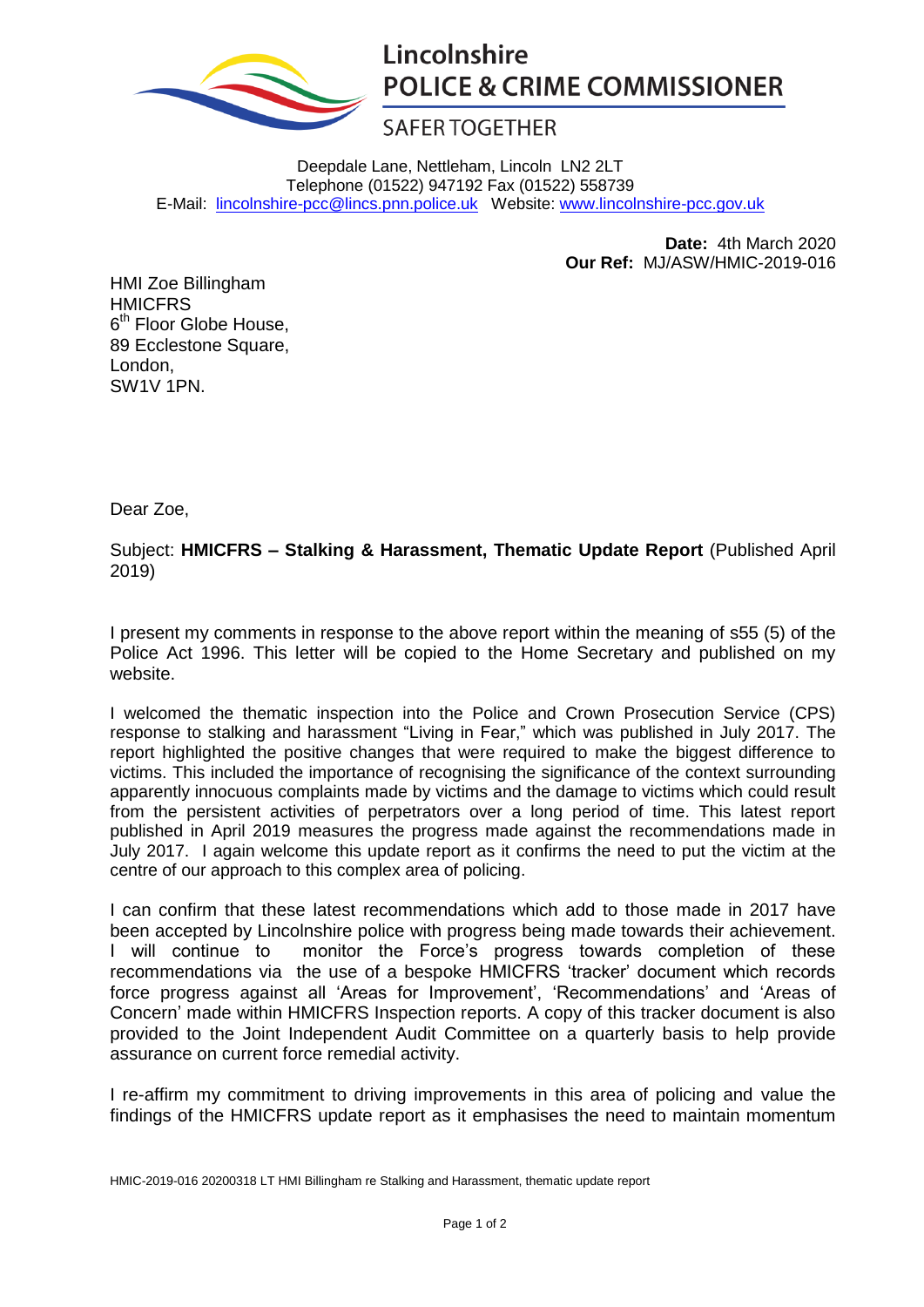# Lincolnshire POLICE & CRIME COMMISSIONER

SAFER TOGETHER

Deepdale Lane, Nettleham, Lincoln LN2 2LT
Telephone (01522) 947192 Fax (01522) 558739
E-Mail: lincolnshire-pcc@lincs.pnn.police.uk Website: www.lincolnshire-pcc.gov.uk

**Date:** 4th March 2020
**Our Ref:** MJ/ASW/HMIC-2019-016

HMI Zoe Billingham
HMICFRS
6th Floor Globe House,
89 Ecclestone Square,
London,
SW1V 1PN.

Dear Zoe,

Subject: **HMICFRS – Stalking & Harassment, Thematic Update Report** (Published April 2019)

I present my comments in response to the above report within the meaning of s55 (5) of the Police Act 1996. This letter will be copied to the Home Secretary and published on my website.

I welcomed the thematic inspection into the Police and Crown Prosecution Service (CPS) response to stalking and harassment "Living in Fear," which was published in July 2017. The report highlighted the positive changes that were required to make the biggest difference to victims. This included the importance of recognising the significance of the context surrounding apparently innocuous complaints made by victims and the damage to victims which could result from the persistent activities of perpetrators over a long period of time. This latest report published in April 2019 measures the progress made against the recommendations made in July 2017. I again welcome this update report as it confirms the need to put the victim at the centre of our approach to this complex area of policing.

I can confirm that these latest recommendations which add to those made in 2017 have been accepted by Lincolnshire police with progress being made towards their achievement. I will continue to monitor the Force's progress towards completion of these recommendations via the use of a bespoke HMICFRS 'tracker' document which records force progress against all 'Areas for Improvement', 'Recommendations' and 'Areas of Concern' made within HMICFRS Inspection reports. A copy of this tracker document is also provided to the Joint Independent Audit Committee on a quarterly basis to help provide assurance on current force remedial activity.

I re-affirm my commitment to driving improvements in this area of policing and value the findings of the HMICFRS update report as it emphasises the need to maintain momentum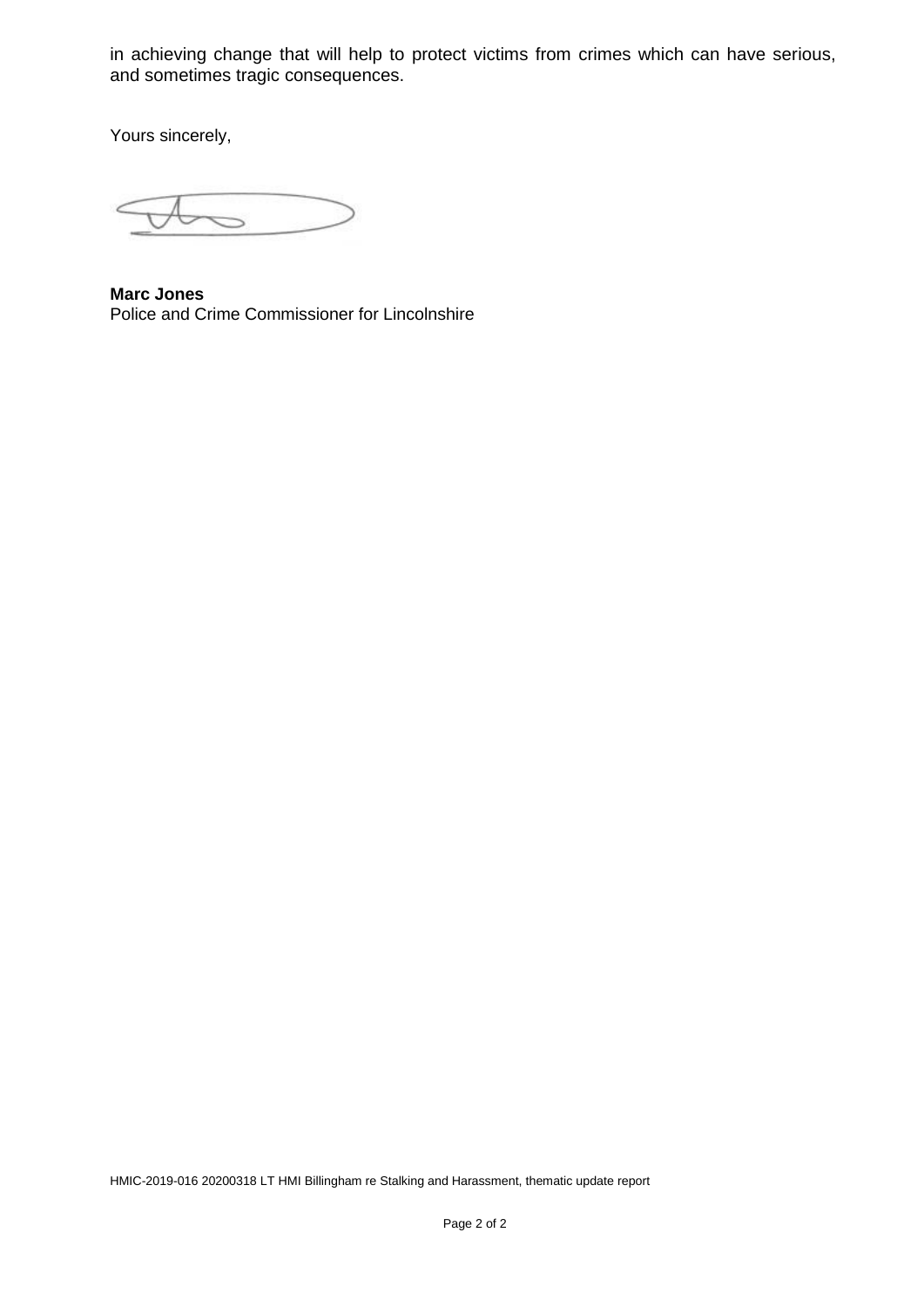in achieving change that will help to protect victims from crimes which can have serious, and sometimes tragic consequences.

Yours sincerely,

**Marc Jones**
Police and Crime Commissioner for Lincolnshire

HMIC-2019-016 20200318 LT HMI Billingham re Stalking and Harassment, thematic update report